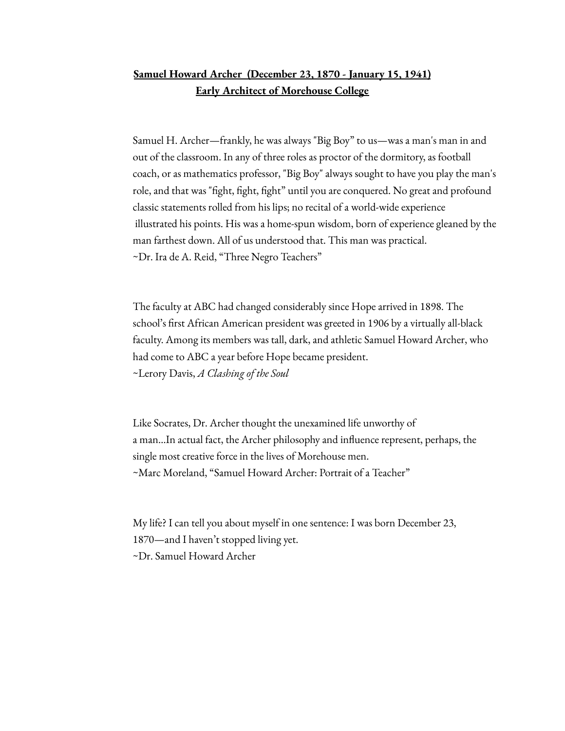**Samuel Howard Archer (December 23, 1870 - January 15, 1941)**
**Early Architect of Morehouse College**

Samuel H. Archer—frankly, he was always "Big Boy" to us—was a man's man in and out of the classroom. In any of three roles as proctor of the dormitory, as football coach, or as mathematics professor, "Big Boy" always sought to have you play the man's role, and that was "fight, fight, fight" until you are conquered. No great and profound classic statements rolled from his lips; no recital of a world-wide experience illustrated his points. His was a home-spun wisdom, born of experience gleaned by the man farthest down. All of us understood that. This man was practical.
~Dr. Ira de A. Reid, "Three Negro Teachers"

The faculty at ABC had changed considerably since Hope arrived in 1898. The school's first African American president was greeted in 1906 by a virtually all-black faculty. Among its members was tall, dark, and athletic Samuel Howard Archer, who had come to ABC a year before Hope became president.
~Lerory Davis, *A Clashing of the Soul*

Like Socrates, Dr. Archer thought the unexamined life unworthy of a man...In actual fact, the Archer philosophy and influence represent, perhaps, the single most creative force in the lives of Morehouse men.
~Marc Moreland, "Samuel Howard Archer: Portrait of a Teacher"

My life? I can tell you about myself in one sentence: I was born December 23, 1870—and I haven't stopped living yet.
~Dr. Samuel Howard Archer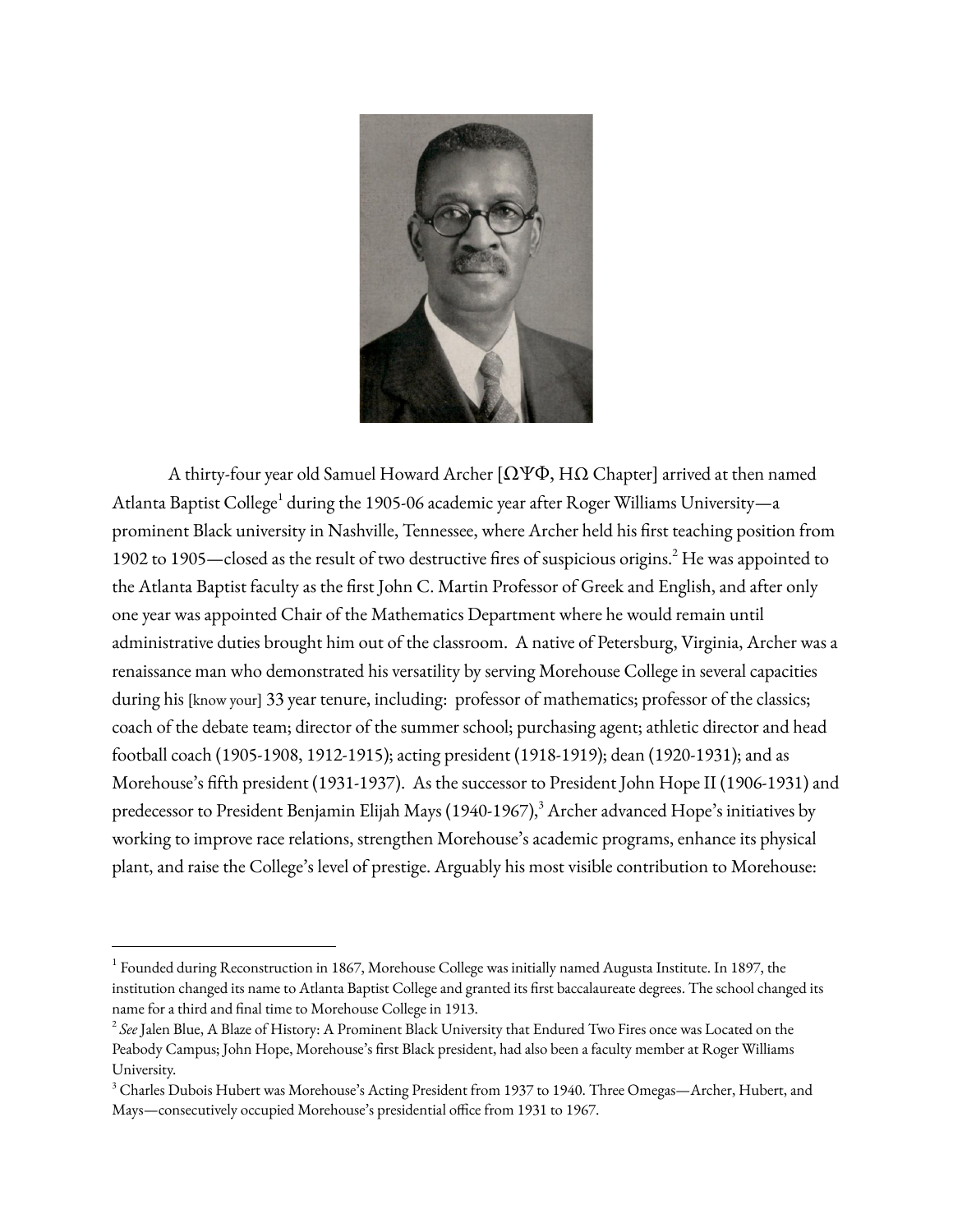A thirty-four year old Samuel Howard Archer [ΩΨΦ, ΗΩ Chapter] arrived at then named Atlanta Baptist College[1] during the 1905-06 academic year after Roger Williams University—a prominent Black university in Nashville, Tennessee, where Archer held his first teaching position from 1902 to 1905—closed as the result of two destructive fires of suspicious origins.[2] He was appointed to the Atlanta Baptist faculty as the first John C. Martin Professor of Greek and English, and after only one year was appointed Chair of the Mathematics Department where he would remain until administrative duties brought him out of the classroom. A native of Petersburg, Virginia, Archer was a renaissance man who demonstrated his versatility by serving Morehouse College in several capacities during his [know your] 33 year tenure, including: professor of mathematics; professor of the classics; coach of the debate team; director of the summer school; purchasing agent; athletic director and head football coach (1905-1908, 1912-1915); acting president (1918-1919); dean (1920-1931); and as Morehouse's fifth president (1931-1937). As the successor to President John Hope II (1906-1931) and predecessor to President Benjamin Elijah Mays (1940-1967),[3] Archer advanced Hope's initiatives by working to improve race relations, strengthen Morehouse's academic programs, enhance its physical plant, and raise the College's level of prestige. Arguably his most visible contribution to Morehouse:

---

[1] Founded during Reconstruction in 1867, Morehouse College was initially named Augusta Institute. In 1897, the institution changed its name to Atlanta Baptist College and granted its first baccalaureate degrees. The school changed its name for a third and final time to Morehouse College in 1913.

[2] *See* Jalen Blue, A Blaze of History: A Prominent Black University that Endured Two Fires once was Located on the Peabody Campus; John Hope, Morehouse's first Black president, had also been a faculty member at Roger Williams University.

[3] Charles Dubois Hubert was Morehouse's Acting President from 1937 to 1940. Three Omegas—Archer, Hubert, and Mays—consecutively occupied Morehouse's presidential office from 1931 to 1967.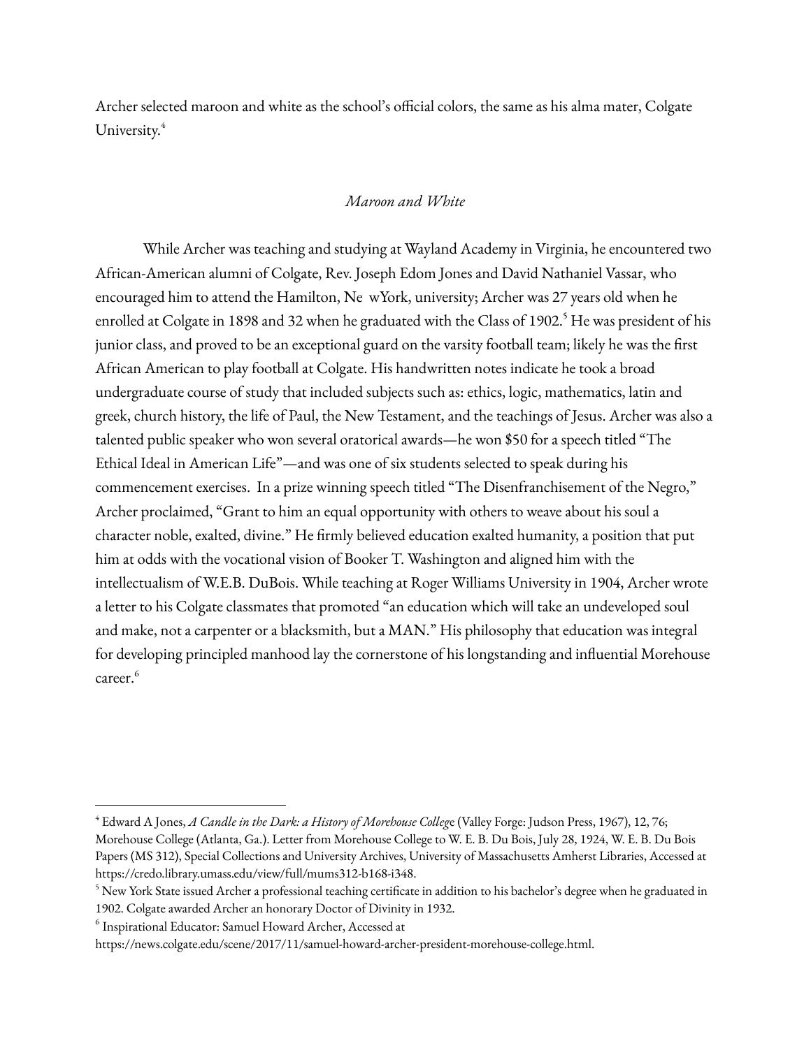Archer selected maroon and white as the school's official colors, the same as his alma mater, Colgate University.[4]

*Maroon and White*

While Archer was teaching and studying at Wayland Academy in Virginia, he encountered two African-American alumni of Colgate, Rev. Joseph Edom Jones and David Nathaniel Vassar, who encouraged him to attend the Hamilton, Ne wYork, university; Archer was 27 years old when he enrolled at Colgate in 1898 and 32 when he graduated with the Class of 1902.[5] He was president of his junior class, and proved to be an exceptional guard on the varsity football team; likely he was the first African American to play football at Colgate. His handwritten notes indicate he took a broad undergraduate course of study that included subjects such as: ethics, logic, mathematics, latin and greek, church history, the life of Paul, the New Testament, and the teachings of Jesus. Archer was also a talented public speaker who won several oratorical awards—he won $50 for a speech titled "The Ethical Ideal in American Life"—and was one of six students selected to speak during his commencement exercises. In a prize winning speech titled "The Disenfranchisement of the Negro," Archer proclaimed, "Grant to him an equal opportunity with others to weave about his soul a character noble, exalted, divine." He firmly believed education exalted humanity, a position that put him at odds with the vocational vision of Booker T. Washington and aligned him with the intellectualism of W.E.B. DuBois. While teaching at Roger Williams University in 1904, Archer wrote a letter to his Colgate classmates that promoted "an education which will take an undeveloped soul and make, not a carpenter or a blacksmith, but a MAN." His philosophy that education was integral for developing principled manhood lay the cornerstone of his longstanding and influential Morehouse career.[6]

---

[4] Edward A Jones, *A Candle in the Dark: a History of Morehouse College* (Valley Forge: Judson Press, 1967), 12, 76; Morehouse College (Atlanta, Ga.). Letter from Morehouse College to W. E. B. Du Bois, July 28, 1924, W. E. B. Du Bois Papers (MS 312), Special Collections and University Archives, University of Massachusetts Amherst Libraries, Accessed at https://credo.library.umass.edu/view/full/mums312-b168-i348.

[5] New York State issued Archer a professional teaching certificate in addition to his bachelor's degree when he graduated in 1902. Colgate awarded Archer an honorary Doctor of Divinity in 1932.

[6] Inspirational Educator: Samuel Howard Archer, Accessed at https://news.colgate.edu/scene/2017/11/samuel-howard-archer-president-morehouse-college.html.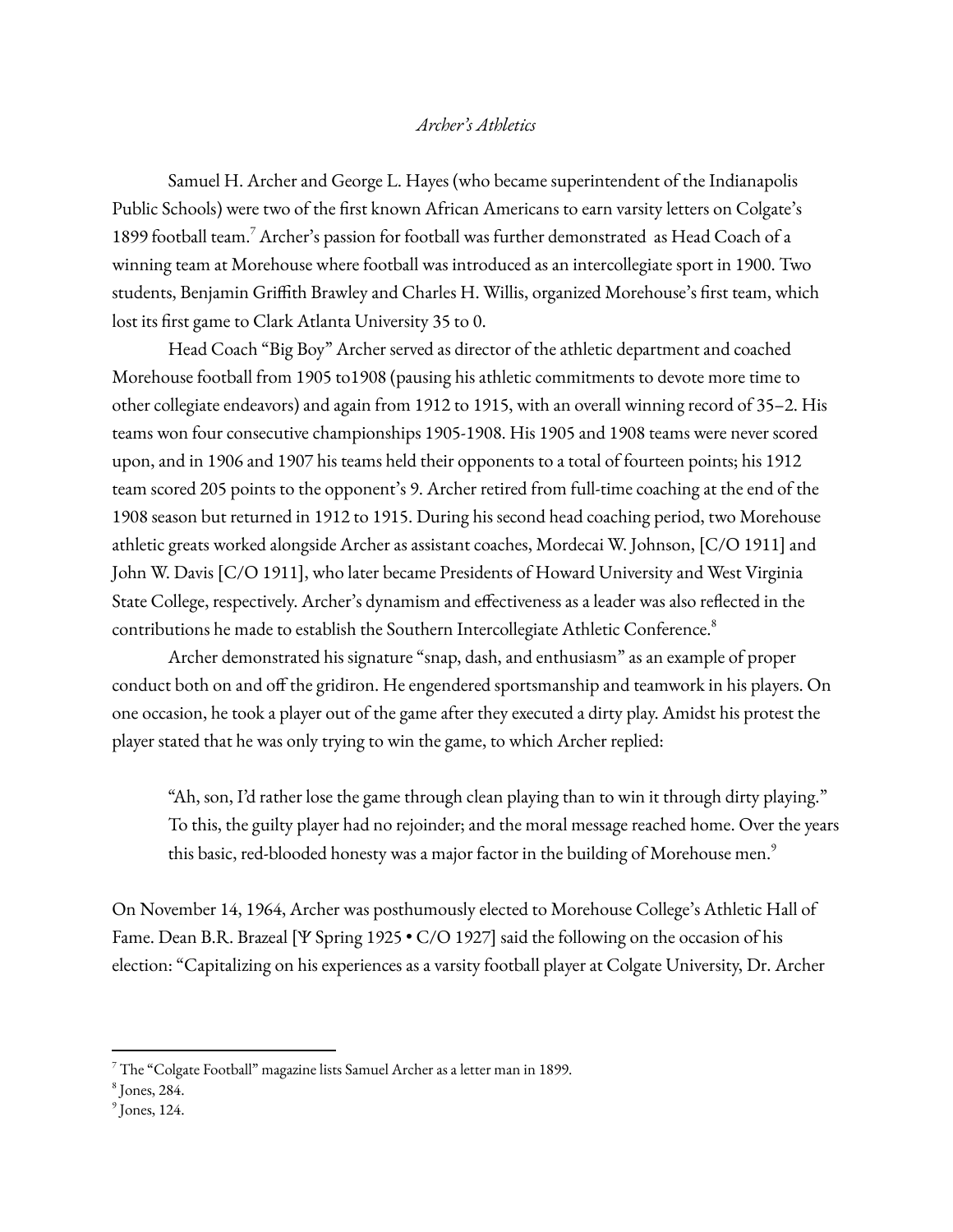*Archer's Athletics*

Samuel H. Archer and George L. Hayes (who became superintendent of the Indianapolis Public Schools) were two of the first known African Americans to earn varsity letters on Colgate's 1899 football team.[7] Archer's passion for football was further demonstrated as Head Coach of a winning team at Morehouse where football was introduced as an intercollegiate sport in 1900. Two students, Benjamin Griffith Brawley and Charles H. Willis, organized Morehouse's first team, which lost its first game to Clark Atlanta University 35 to 0.

Head Coach "Big Boy" Archer served as director of the athletic department and coached Morehouse football from 1905 to1908 (pausing his athletic commitments to devote more time to other collegiate endeavors) and again from 1912 to 1915, with an overall winning record of 35–2. His teams won four consecutive championships 1905-1908. His 1905 and 1908 teams were never scored upon, and in 1906 and 1907 his teams held their opponents to a total of fourteen points; his 1912 team scored 205 points to the opponent's 9. Archer retired from full-time coaching at the end of the 1908 season but returned in 1912 to 1915. During his second head coaching period, two Morehouse athletic greats worked alongside Archer as assistant coaches, Mordecai W. Johnson, [C/O 1911] and John W. Davis [C/O 1911], who later became Presidents of Howard University and West Virginia State College, respectively. Archer's dynamism and effectiveness as a leader was also reflected in the contributions he made to establish the Southern Intercollegiate Athletic Conference.[8]

Archer demonstrated his signature "snap, dash, and enthusiasm" as an example of proper conduct both on and off the gridiron. He engendered sportsmanship and teamwork in his players. On one occasion, he took a player out of the game after they executed a dirty play. Amidst his protest the player stated that he was only trying to win the game, to which Archer replied:

> "Ah, son, I'd rather lose the game through clean playing than to win it through dirty playing." To this, the guilty player had no rejoinder; and the moral message reached home. Over the years this basic, red-blooded honesty was a major factor in the building of Morehouse men.[9]

On November 14, 1964, Archer was posthumously elected to Morehouse College's Athletic Hall of Fame. Dean B.R. Brazeal [Ψ Spring 1925 • C/O 1927] said the following on the occasion of his election: "Capitalizing on his experiences as a varsity football player at Colgate University, Dr. Archer

---

[7] The "Colgate Football" magazine lists Samuel Archer as a letter man in 1899.

[8] Jones, 284.

[9] Jones, 124.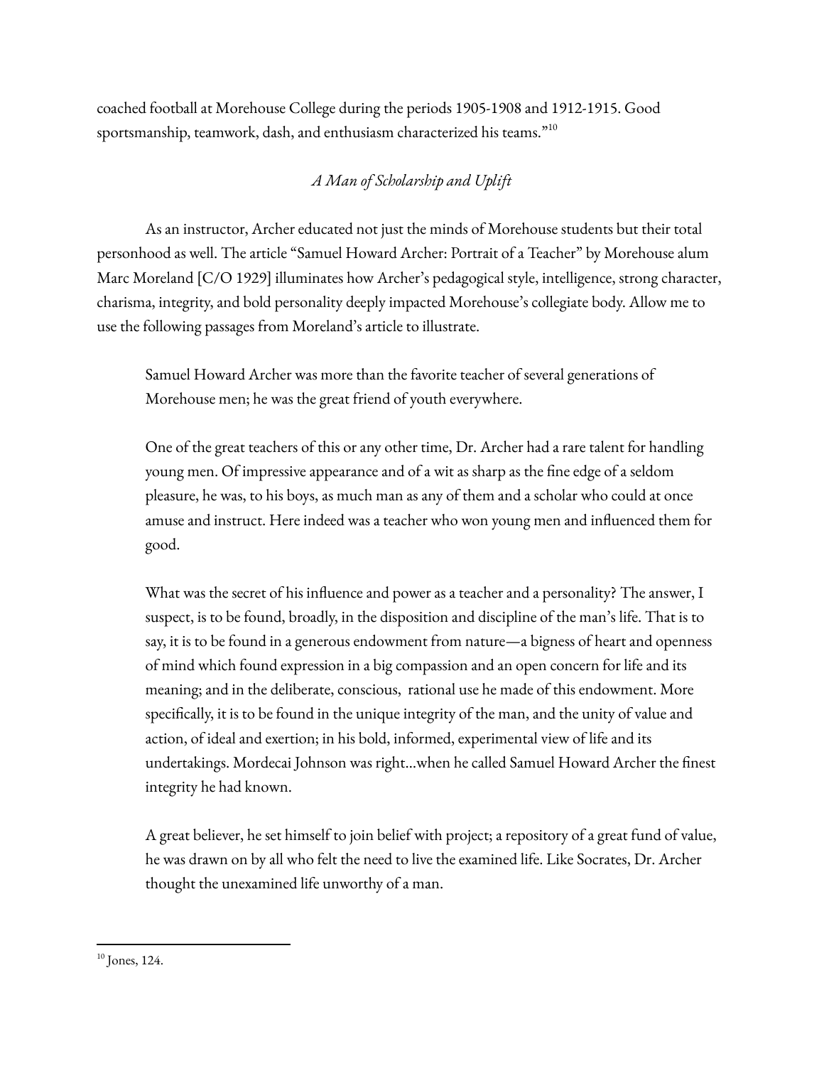coached football at Morehouse College during the periods 1905-1908 and 1912-1915. Good sportsmanship, teamwork, dash, and enthusiasm characterized his teams."[10]

*A Man of Scholarship and Uplift*

As an instructor, Archer educated not just the minds of Morehouse students but their total personhood as well. The article "Samuel Howard Archer: Portrait of a Teacher" by Morehouse alum Marc Moreland [C/O 1929] illuminates how Archer's pedagogical style, intelligence, strong character, charisma, integrity, and bold personality deeply impacted Morehouse's collegiate body. Allow me to use the following passages from Moreland's article to illustrate.

> Samuel Howard Archer was more than the favorite teacher of several generations of Morehouse men; he was the great friend of youth everywhere.
>
> One of the great teachers of this or any other time, Dr. Archer had a rare talent for handling young men. Of impressive appearance and of a wit as sharp as the fine edge of a seldom pleasure, he was, to his boys, as much man as any of them and a scholar who could at once amuse and instruct. Here indeed was a teacher who won young men and influenced them for good.
>
> What was the secret of his influence and power as a teacher and a personality? The answer, I suspect, is to be found, broadly, in the disposition and discipline of the man's life. That is to say, it is to be found in a generous endowment from nature—a bigness of heart and openness of mind which found expression in a big compassion and an open concern for life and its meaning; and in the deliberate, conscious, rational use he made of this endowment. More specifically, it is to be found in the unique integrity of the man, and the unity of value and action, of ideal and exertion; in his bold, informed, experimental view of life and its undertakings. Mordecai Johnson was right...when he called Samuel Howard Archer the finest integrity he had known.
>
> A great believer, he set himself to join belief with project; a repository of a great fund of value, he was drawn on by all who felt the need to live the examined life. Like Socrates, Dr. Archer thought the unexamined life unworthy of a man.

---

[10] Jones, 124.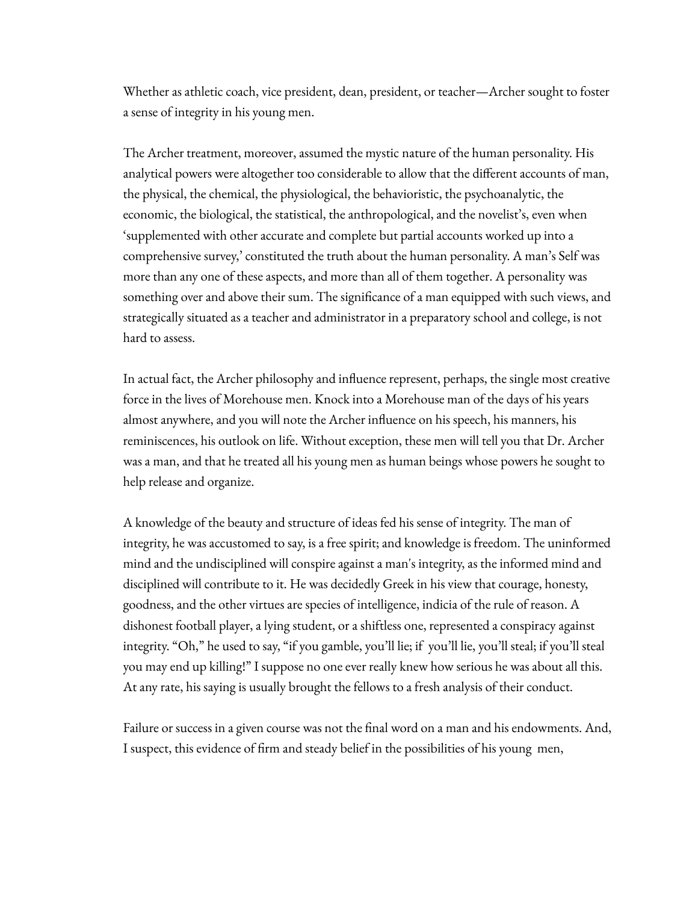Whether as athletic coach, vice president, dean, president, or teacher—Archer sought to foster a sense of integrity in his young men.

The Archer treatment, moreover, assumed the mystic nature of the human personality. His analytical powers were altogether too considerable to allow that the different accounts of man, the physical, the chemical, the physiological, the behavioristic, the psychoanalytic, the economic, the biological, the statistical, the anthropological, and the novelist's, even when 'supplemented with other accurate and complete but partial accounts worked up into a comprehensive survey,' constituted the truth about the human personality. A man's Self was more than any one of these aspects, and more than all of them together. A personality was something over and above their sum. The significance of a man equipped with such views, and strategically situated as a teacher and administrator in a preparatory school and college, is not hard to assess.

In actual fact, the Archer philosophy and influence represent, perhaps, the single most creative force in the lives of Morehouse men. Knock into a Morehouse man of the days of his years almost anywhere, and you will note the Archer influence on his speech, his manners, his reminiscences, his outlook on life. Without exception, these men will tell you that Dr. Archer was a man, and that he treated all his young men as human beings whose powers he sought to help release and organize.

A knowledge of the beauty and structure of ideas fed his sense of integrity. The man of integrity, he was accustomed to say, is a free spirit; and knowledge is freedom. The uninformed mind and the undisciplined will conspire against a man's integrity, as the informed mind and disciplined will contribute to it. He was decidedly Greek in his view that courage, honesty, goodness, and the other virtues are species of intelligence, indicia of the rule of reason. A dishonest football player, a lying student, or a shiftless one, represented a conspiracy against integrity. "Oh," he used to say, "if you gamble, you'll lie; if you'll lie, you'll steal; if you'll steal you may end up killing!" I suppose no one ever really knew how serious he was about all this. At any rate, his saying is usually brought the fellows to a fresh analysis of their conduct.

Failure or success in a given course was not the final word on a man and his endowments. And, I suspect, this evidence of firm and steady belief in the possibilities of his young men,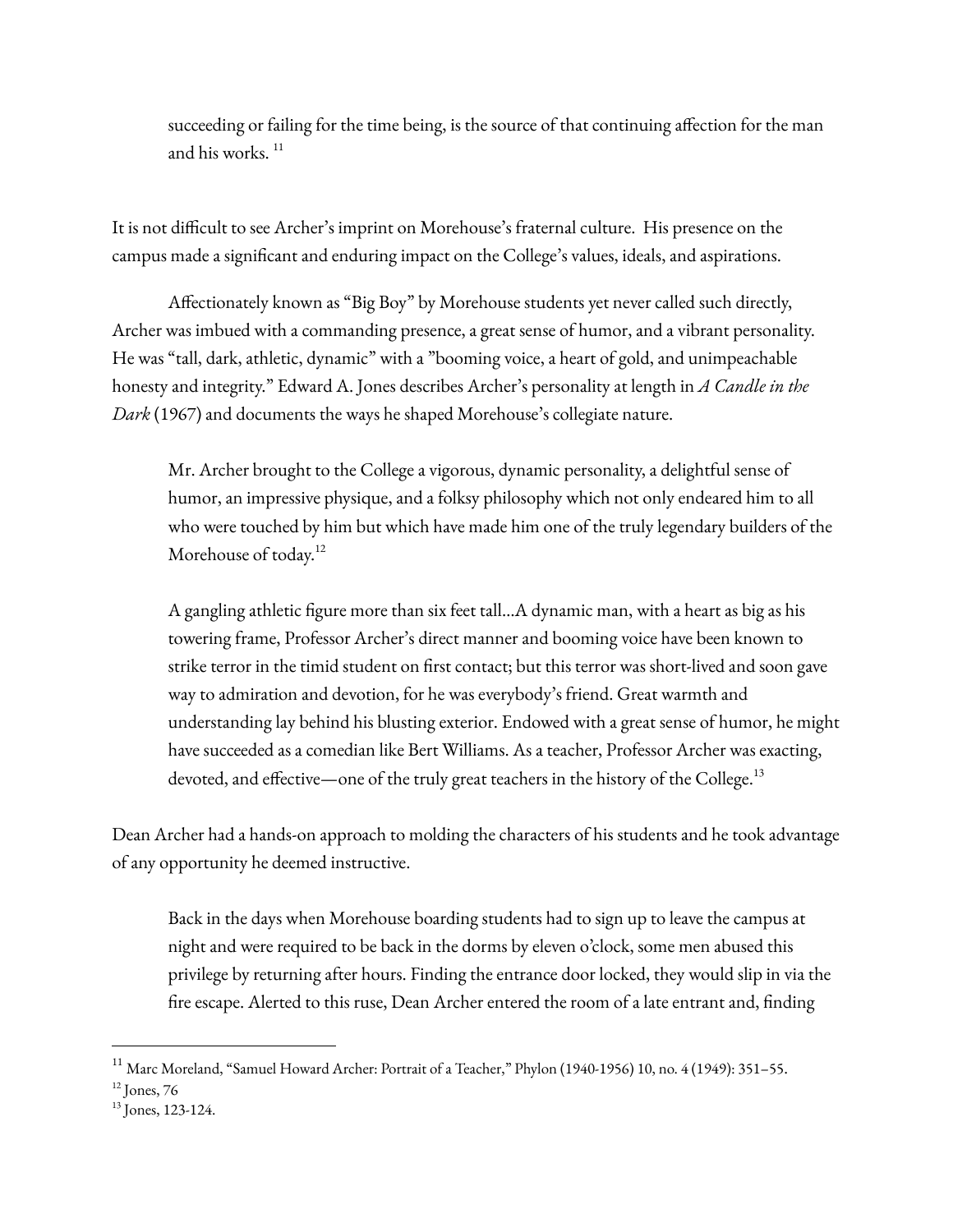> succeeding or failing for the time being, is the source of that continuing affection for the man and his works. [11]

It is not difficult to see Archer's imprint on Morehouse's fraternal culture. His presence on the campus made a significant and enduring impact on the College's values, ideals, and aspirations.

Affectionately known as "Big Boy" by Morehouse students yet never called such directly, Archer was imbued with a commanding presence, a great sense of humor, and a vibrant personality. He was "tall, dark, athletic, dynamic" with a "booming voice, a heart of gold, and unimpeachable honesty and integrity." Edward A. Jones describes Archer's personality at length in *A Candle in the Dark* (1967) and documents the ways he shaped Morehouse's collegiate nature.

> Mr. Archer brought to the College a vigorous, dynamic personality, a delightful sense of humor, an impressive physique, and a folksy philosophy which not only endeared him to all who were touched by him but which have made him one of the truly legendary builders of the Morehouse of today.[12]
>
> A gangling athletic figure more than six feet tall...A dynamic man, with a heart as big as his towering frame, Professor Archer's direct manner and booming voice have been known to strike terror in the timid student on first contact; but this terror was short-lived and soon gave way to admiration and devotion, for he was everybody's friend. Great warmth and understanding lay behind his blusting exterior. Endowed with a great sense of humor, he might have succeeded as a comedian like Bert Williams. As a teacher, Professor Archer was exacting, devoted, and effective—one of the truly great teachers in the history of the College.[13]

Dean Archer had a hands-on approach to molding the characters of his students and he took advantage of any opportunity he deemed instructive.

> Back in the days when Morehouse boarding students had to sign up to leave the campus at night and were required to be back in the dorms by eleven o'clock, some men abused this privilege by returning after hours. Finding the entrance door locked, they would slip in via the fire escape. Alerted to this ruse, Dean Archer entered the room of a late entrant and, finding

---

[11] Marc Moreland, "Samuel Howard Archer: Portrait of a Teacher," Phylon (1940-1956) 10, no. 4 (1949): 351–55.

[12] Jones, 76

[13] Jones, 123-124.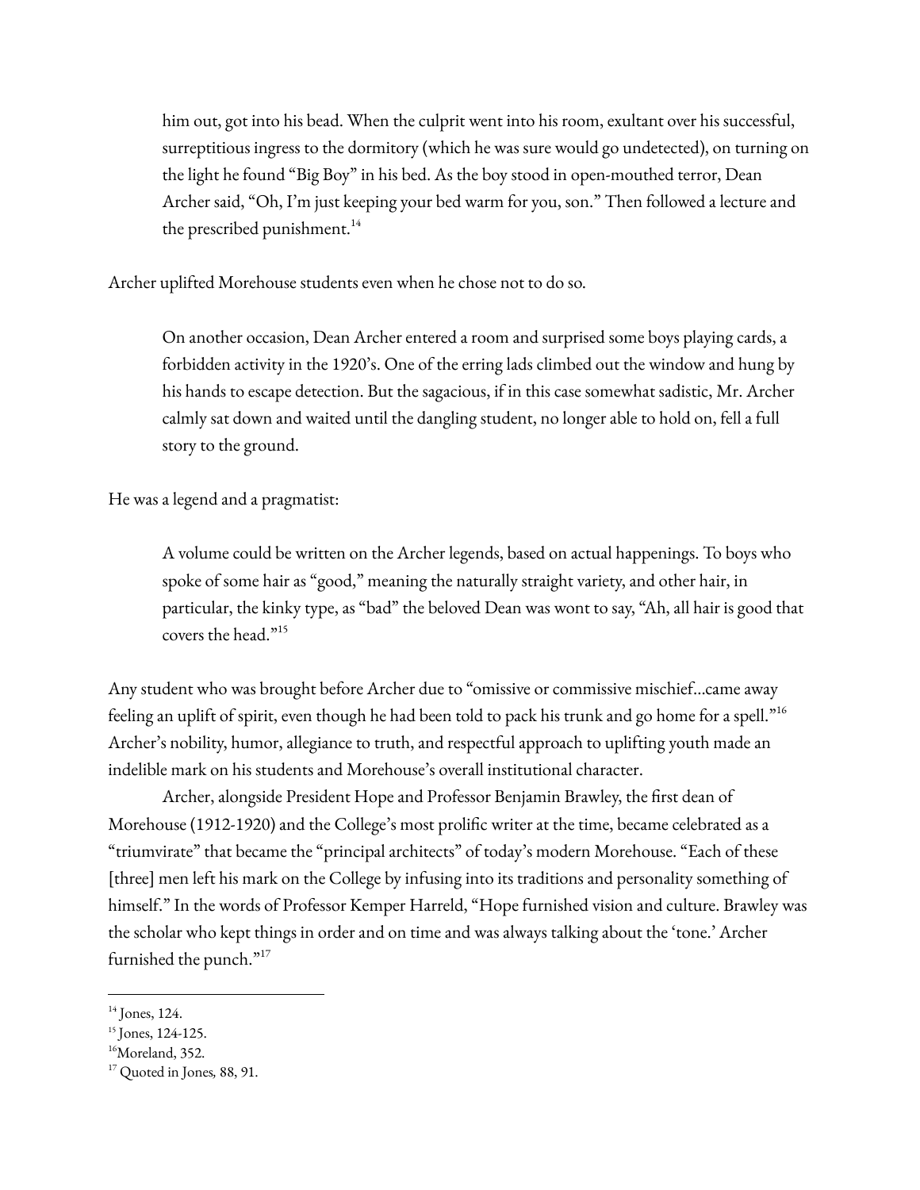> him out, got into his bead. When the culprit went into his room, exultant over his successful, surreptitious ingress to the dormitory (which he was sure would go undetected), on turning on the light he found "Big Boy" in his bed. As the boy stood in open-mouthed terror, Dean Archer said, "Oh, I'm just keeping your bed warm for you, son." Then followed a lecture and the prescribed punishment.[14]

Archer uplifted Morehouse students even when he chose not to do so.

> On another occasion, Dean Archer entered a room and surprised some boys playing cards, a forbidden activity in the 1920's. One of the erring lads climbed out the window and hung by his hands to escape detection. But the sagacious, if in this case somewhat sadistic, Mr. Archer calmly sat down and waited until the dangling student, no longer able to hold on, fell a full story to the ground.

He was a legend and a pragmatist:

> A volume could be written on the Archer legends, based on actual happenings. To boys who spoke of some hair as "good," meaning the naturally straight variety, and other hair, in particular, the kinky type, as "bad" the beloved Dean was wont to say, "Ah, all hair is good that covers the head."[15]

Any student who was brought before Archer due to "omissive or commissive mischief…came away feeling an uplift of spirit, even though he had been told to pack his trunk and go home for a spell."[16] Archer's nobility, humor, allegiance to truth, and respectful approach to uplifting youth made an indelible mark on his students and Morehouse's overall institutional character.

Archer, alongside President Hope and Professor Benjamin Brawley, the first dean of Morehouse (1912-1920) and the College's most prolific writer at the time, became celebrated as a "triumvirate" that became the "principal architects" of today's modern Morehouse. "Each of these [three] men left his mark on the College by infusing into its traditions and personality something of himself." In the words of Professor Kemper Harreld, "Hope furnished vision and culture. Brawley was the scholar who kept things in order and on time and was always talking about the 'tone.' Archer furnished the punch."[17]

---

[14] Jones, 124.

[15] Jones, 124-125.

[16] Moreland, 352.

[17] Quoted in Jones, 88, 91.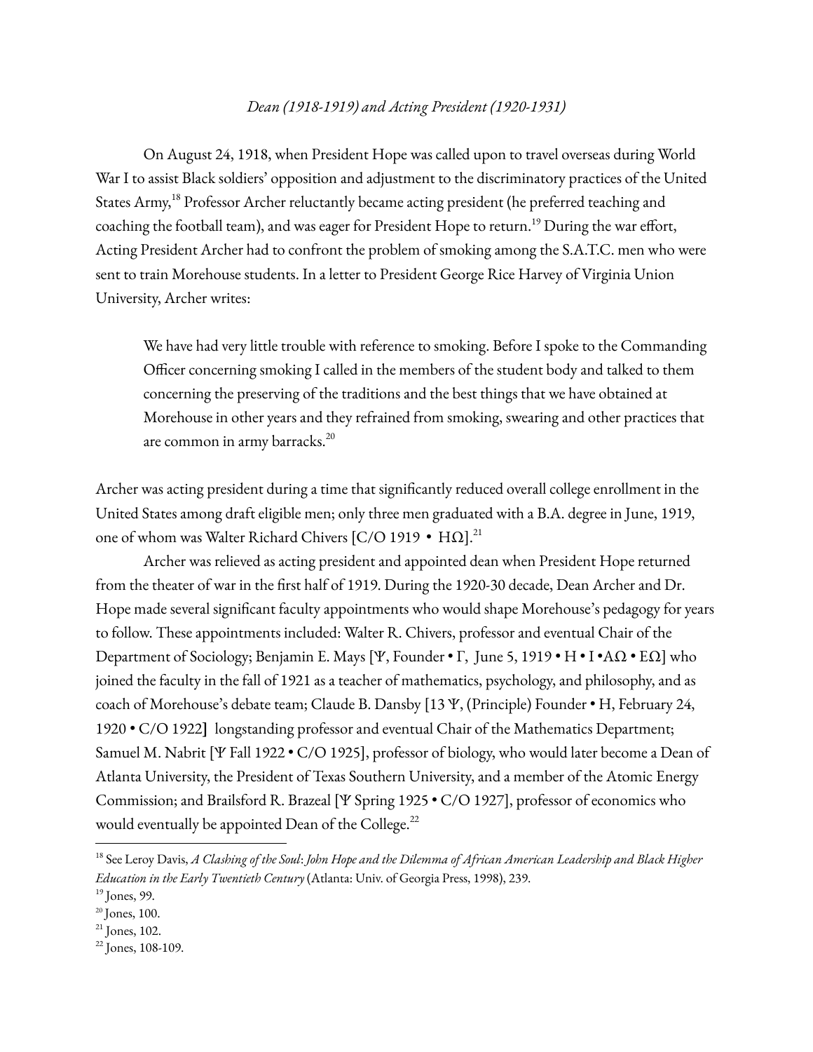*Dean (1918-1919) and Acting President (1920-1931)*

On August 24, 1918, when President Hope was called upon to travel overseas during World War I to assist Black soldiers' opposition and adjustment to the discriminatory practices of the United States Army,[18] Professor Archer reluctantly became acting president (he preferred teaching and coaching the football team), and was eager for President Hope to return.[19] During the war effort, Acting President Archer had to confront the problem of smoking among the S.A.T.C. men who were sent to train Morehouse students. In a letter to President George Rice Harvey of Virginia Union University, Archer writes:

> We have had very little trouble with reference to smoking. Before I spoke to the Commanding Officer concerning smoking I called in the members of the student body and talked to them concerning the preserving of the traditions and the best things that we have obtained at Morehouse in other years and they refrained from smoking, swearing and other practices that are common in army barracks.[20]

Archer was acting president during a time that significantly reduced overall college enrollment in the United States among draft eligible men; only three men graduated with a B.A. degree in June, 1919, one of whom was Walter Richard Chivers [C/O 1919 • HΩ].[21]

Archer was relieved as acting president and appointed dean when President Hope returned from the theater of war in the first half of 1919. During the 1920-30 decade, Dean Archer and Dr. Hope made several significant faculty appointments who would shape Morehouse's pedagogy for years to follow. These appointments included: Walter R. Chivers, professor and eventual Chair of the Department of Sociology; Benjamin E. Mays [Ψ, Founder • Γ, June 5, 1919 • H • I •AΩ • EΩ] who joined the faculty in the fall of 1921 as a teacher of mathematics, psychology, and philosophy, and as coach of Morehouse's debate team; Claude B. Dansby [13 Ψ, (Principle) Founder • H, February 24, 1920 • C/O 1922] longstanding professor and eventual Chair of the Mathematics Department; Samuel M. Nabrit [Ψ Fall 1922 • C/O 1925], professor of biology, who would later become a Dean of Atlanta University, the President of Texas Southern University, and a member of the Atomic Energy Commission; and Brailsford R. Brazeal [Ψ Spring 1925 • C/O 1927], professor of economics who would eventually be appointed Dean of the College.[22]

---

[18] See Leroy Davis, *A Clashing of the Soul*: *John Hope and the Dilemma of African American Leadership and Black Higher Education in the Early Twentieth Century* (Atlanta: Univ. of Georgia Press, 1998), 239.

[19] Jones, 99.

[20] Jones, 100.

[21] Jones, 102.

[22] Jones, 108-109.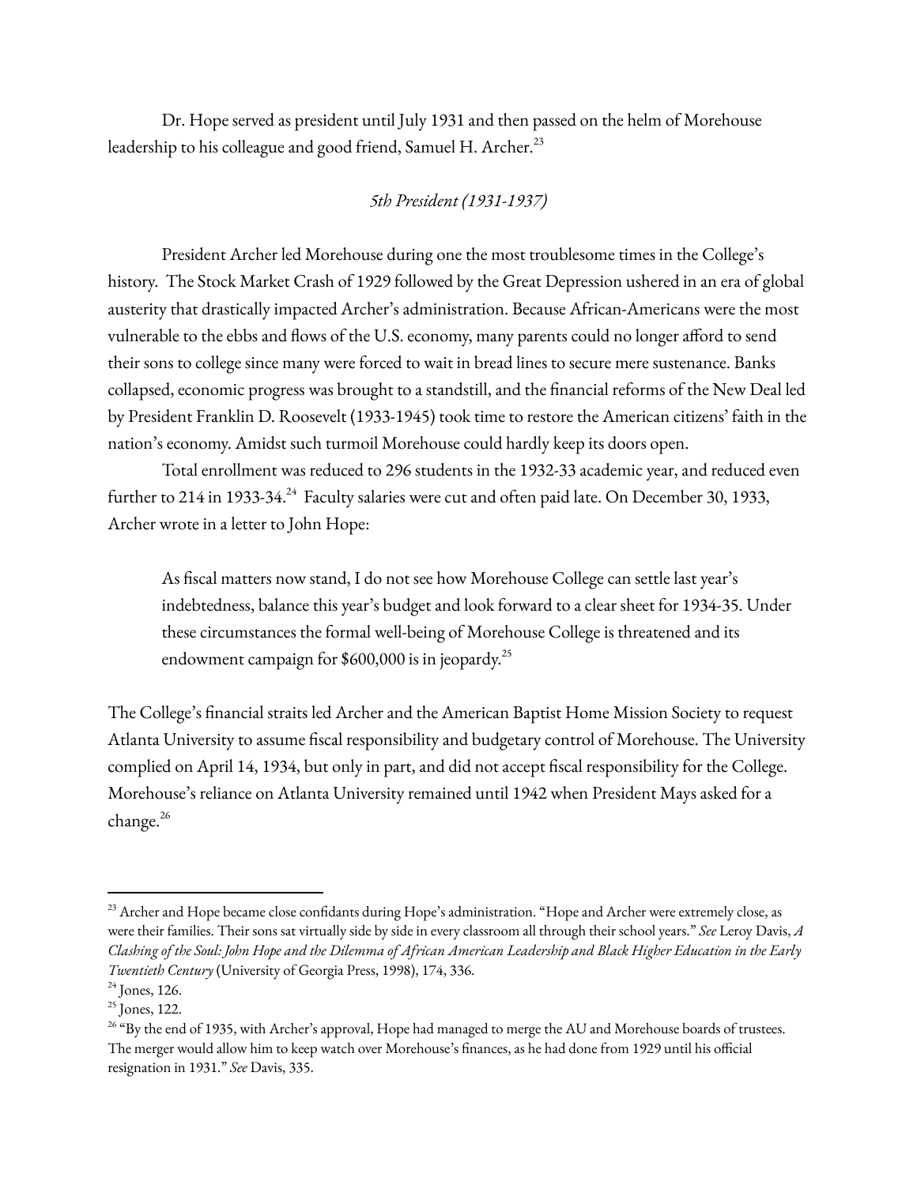Dr. Hope served as president until July 1931 and then passed on the helm of Morehouse leadership to his colleague and good friend, Samuel H. Archer.[23]

*5th President (1931-1937)*

President Archer led Morehouse during one the most troublesome times in the College's history. The Stock Market Crash of 1929 followed by the Great Depression ushered in an era of global austerity that drastically impacted Archer's administration. Because African-Americans were the most vulnerable to the ebbs and flows of the U.S. economy, many parents could no longer afford to send their sons to college since many were forced to wait in bread lines to secure mere sustenance. Banks collapsed, economic progress was brought to a standstill, and the financial reforms of the New Deal led by President Franklin D. Roosevelt (1933-1945) took time to restore the American citizens' faith in the nation's economy. Amidst such turmoil Morehouse could hardly keep its doors open.

Total enrollment was reduced to 296 students in the 1932-33 academic year, and reduced even further to 214 in 1933-34.[24] Faculty salaries were cut and often paid late. On December 30, 1933, Archer wrote in a letter to John Hope:

> As fiscal matters now stand, I do not see how Morehouse College can settle last year's indebtedness, balance this year's budget and look forward to a clear sheet for 1934-35. Under these circumstances the formal well-being of Morehouse College is threatened and its endowment campaign for $600,000 is in jeopardy.[25]

The College's financial straits led Archer and the American Baptist Home Mission Society to request Atlanta University to assume fiscal responsibility and budgetary control of Morehouse. The University complied on April 14, 1934, but only in part, and did not accept fiscal responsibility for the College. Morehouse's reliance on Atlanta University remained until 1942 when President Mays asked for a change.[26]

---

[23] Archer and Hope became close confidants during Hope's administration. "Hope and Archer were extremely close, as were their families. Their sons sat virtually side by side in every classroom all through their school years." *See* Leroy Davis, *A Clashing of the Soul: John Hope and the Dilemma of African American Leadership and Black Higher Education in the Early Twentieth Century* (University of Georgia Press, 1998), 174, 336.

[24] Jones, 126.

[25] Jones, 122.

[26] "By the end of 1935, with Archer's approval, Hope had managed to merge the AU and Morehouse boards of trustees. The merger would allow him to keep watch over Morehouse's finances, as he had done from 1929 until his official resignation in 1931." *See* Davis, 335.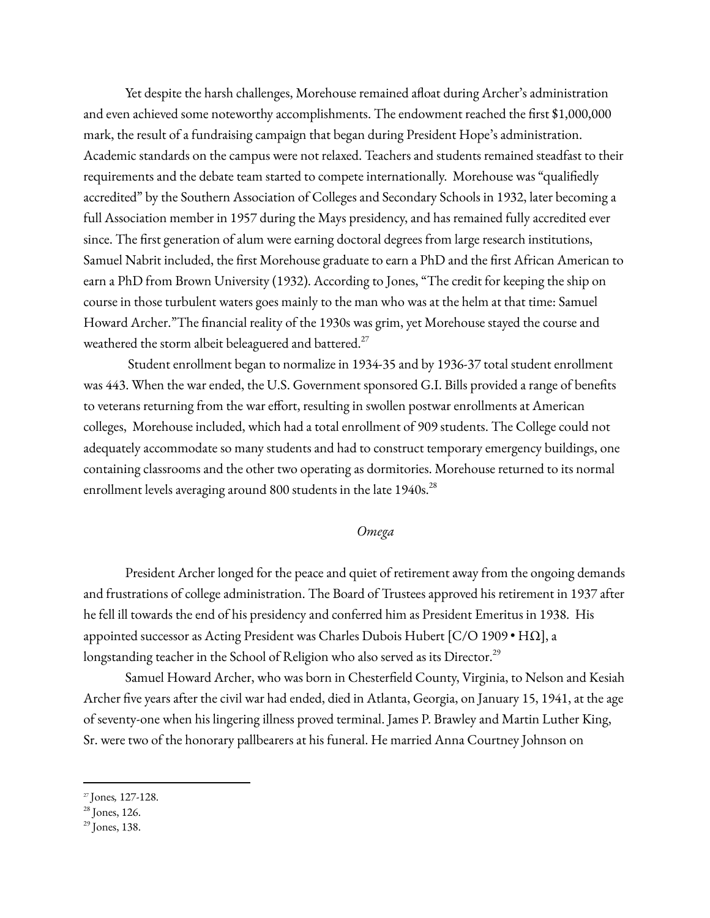Yet despite the harsh challenges, Morehouse remained afloat during Archer's administration and even achieved some noteworthy accomplishments. The endowment reached the first $1,000,000 mark, the result of a fundraising campaign that began during President Hope's administration. Academic standards on the campus were not relaxed. Teachers and students remained steadfast to their requirements and the debate team started to compete internationally. Morehouse was "qualifiedly accredited" by the Southern Association of Colleges and Secondary Schools in 1932, later becoming a full Association member in 1957 during the Mays presidency, and has remained fully accredited ever since. The first generation of alum were earning doctoral degrees from large research institutions, Samuel Nabrit included, the first Morehouse graduate to earn a PhD and the first African American to earn a PhD from Brown University (1932). According to Jones, "The credit for keeping the ship on course in those turbulent waters goes mainly to the man who was at the helm at that time: Samuel Howard Archer."The financial reality of the 1930s was grim, yet Morehouse stayed the course and weathered the storm albeit beleaguered and battered.[27]

Student enrollment began to normalize in 1934-35 and by 1936-37 total student enrollment was 443. When the war ended, the U.S. Government sponsored G.I. Bills provided a range of benefits to veterans returning from the war effort, resulting in swollen postwar enrollments at American colleges, Morehouse included, which had a total enrollment of 909 students. The College could not adequately accommodate so many students and had to construct temporary emergency buildings, one containing classrooms and the other two operating as dormitories. Morehouse returned to its normal enrollment levels averaging around 800 students in the late 1940s.[28]

### *Omega*

President Archer longed for the peace and quiet of retirement away from the ongoing demands and frustrations of college administration. The Board of Trustees approved his retirement in 1937 after he fell ill towards the end of his presidency and conferred him as President Emeritus in 1938. His appointed successor as Acting President was Charles Dubois Hubert [C/O 1909 • HΩ], a longstanding teacher in the School of Religion who also served as its Director.[29]

Samuel Howard Archer, who was born in Chesterfield County, Virginia, to Nelson and Kesiah Archer five years after the civil war had ended, died in Atlanta, Georgia, on January 15, 1941, at the age of seventy-one when his lingering illness proved terminal. James P. Brawley and Martin Luther King, Sr. were two of the honorary pallbearers at his funeral. He married Anna Courtney Johnson on

---

[27] Jones, 127-128.

[28] Jones, 126.

[29] Jones, 138.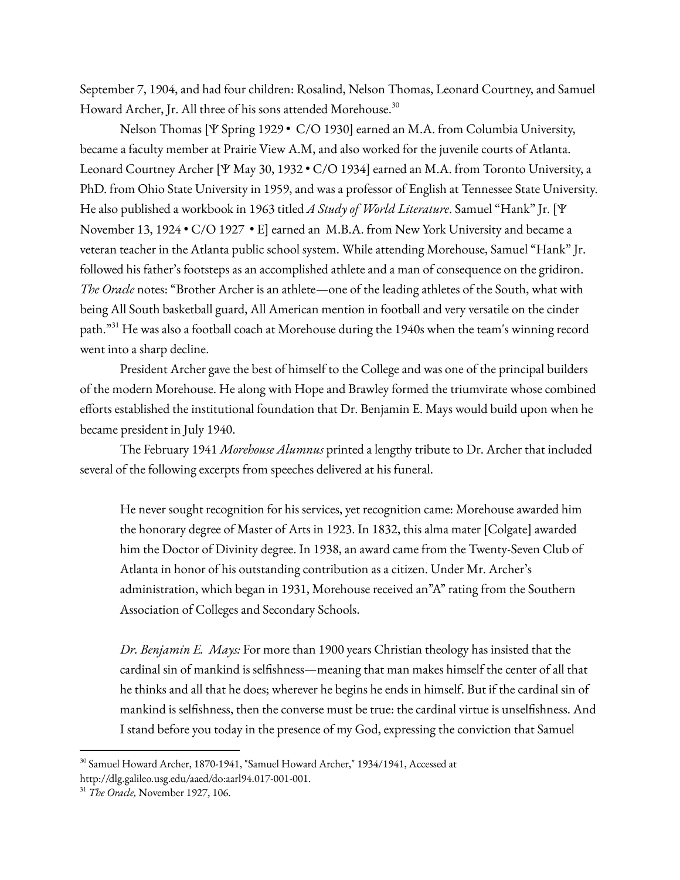September 7, 1904, and had four children: Rosalind, Nelson Thomas, Leonard Courtney, and Samuel Howard Archer, Jr. All three of his sons attended Morehouse.[30]

Nelson Thomas [Ψ Spring 1929 • C/O 1930] earned an M.A. from Columbia University, became a faculty member at Prairie View A.M, and also worked for the juvenile courts of Atlanta. Leonard Courtney Archer [Ψ May 30, 1932 • C/O 1934] earned an M.A. from Toronto University, a PhD. from Ohio State University in 1959, and was a professor of English at Tennessee State University. He also published a workbook in 1963 titled *A Study of World Literature*. Samuel "Hank" Jr. [Ψ November 13, 1924 • C/O 1927 • E] earned an M.B.A. from New York University and became a veteran teacher in the Atlanta public school system. While attending Morehouse, Samuel "Hank" Jr. followed his father's footsteps as an accomplished athlete and a man of consequence on the gridiron. *The Oracle* notes: "Brother Archer is an athlete—one of the leading athletes of the South, what with being All South basketball guard, All American mention in football and very versatile on the cinder path."[31] He was also a football coach at Morehouse during the 1940s when the team's winning record went into a sharp decline.

President Archer gave the best of himself to the College and was one of the principal builders of the modern Morehouse. He along with Hope and Brawley formed the triumvirate whose combined efforts established the institutional foundation that Dr. Benjamin E. Mays would build upon when he became president in July 1940.

The February 1941 *Morehouse Alumnus* printed a lengthy tribute to Dr. Archer that included several of the following excerpts from speeches delivered at his funeral.

> He never sought recognition for his services, yet recognition came: Morehouse awarded him the honorary degree of Master of Arts in 1923. In 1832, this alma mater [Colgate] awarded him the Doctor of Divinity degree. In 1938, an award came from the Twenty-Seven Club of Atlanta in honor of his outstanding contribution as a citizen. Under Mr. Archer's administration, which began in 1931, Morehouse received an"A" rating from the Southern Association of Colleges and Secondary Schools.
>
> *Dr. Benjamin E. Mays:* For more than 1900 years Christian theology has insisted that the cardinal sin of mankind is selfishness—meaning that man makes himself the center of all that he thinks and all that he does; wherever he begins he ends in himself. But if the cardinal sin of mankind is selfishness, then the converse must be true: the cardinal virtue is unselfishness. And I stand before you today in the presence of my God, expressing the conviction that Samuel

---

[30] Samuel Howard Archer, 1870-1941, "Samuel Howard Archer," 1934/1941, Accessed at http://dlg.galileo.usg.edu/aaed/do:aarl94.017-001-001.

[31] *The Oracle,* November 1927, 106.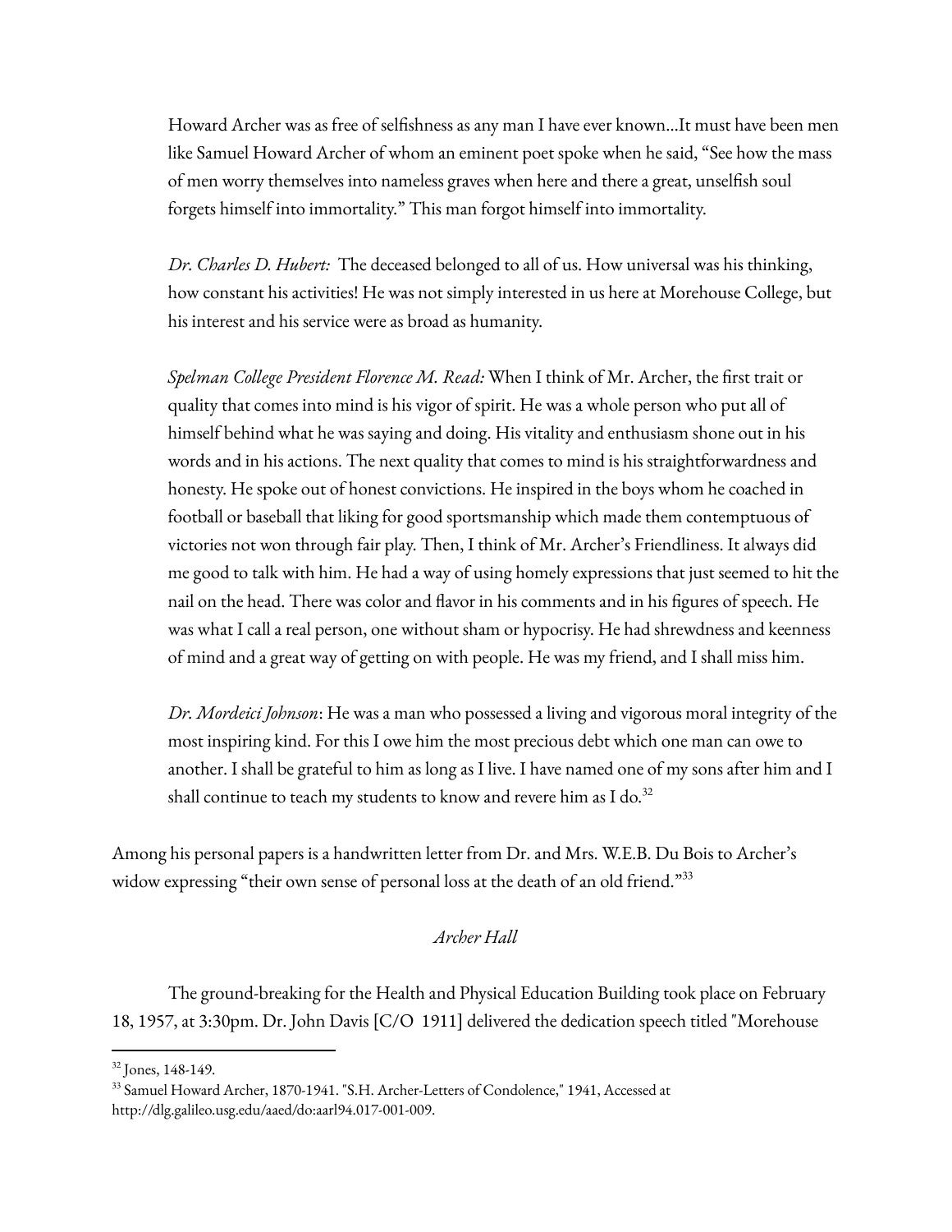Howard Archer was as free of selfishness as any man I have ever known…It must have been men like Samuel Howard Archer of whom an eminent poet spoke when he said, "See how the mass of men worry themselves into nameless graves when here and there a great, unselfish soul forgets himself into immortality." This man forgot himself into immortality.

*Dr. Charles D. Hubert:* The deceased belonged to all of us. How universal was his thinking, how constant his activities! He was not simply interested in us here at Morehouse College, but his interest and his service were as broad as humanity.

*Spelman College President Florence M. Read:* When I think of Mr. Archer, the first trait or quality that comes into mind is his vigor of spirit. He was a whole person who put all of himself behind what he was saying and doing. His vitality and enthusiasm shone out in his words and in his actions. The next quality that comes to mind is his straightforwardness and honesty. He spoke out of honest convictions. He inspired in the boys whom he coached in football or baseball that liking for good sportsmanship which made them contemptuous of victories not won through fair play. Then, I think of Mr. Archer's Friendliness. It always did me good to talk with him. He had a way of using homely expressions that just seemed to hit the nail on the head. There was color and flavor in his comments and in his figures of speech. He was what I call a real person, one without sham or hypocrisy. He had shrewdness and keenness of mind and a great way of getting on with people. He was my friend, and I shall miss him.

*Dr. Mordeici Johnson*: He was a man who possessed a living and vigorous moral integrity of the most inspiring kind. For this I owe him the most precious debt which one man can owe to another. I shall be grateful to him as long as I live. I have named one of my sons after him and I shall continue to teach my students to know and revere him as I do.[32]

Among his personal papers is a handwritten letter from Dr. and Mrs. W.E.B. Du Bois to Archer's widow expressing "their own sense of personal loss at the death of an old friend."[33]

*Archer Hall*

The ground-breaking for the Health and Physical Education Building took place on February 18, 1957, at 3:30pm. Dr. John Davis [C/O 1911] delivered the dedication speech titled "Morehouse

---

[32] Jones, 148-149.

[33] Samuel Howard Archer, 1870-1941. "S.H. Archer-Letters of Condolence," 1941, Accessed at http://dlg.galileo.usg.edu/aaed/do:aarl94.017-001-009.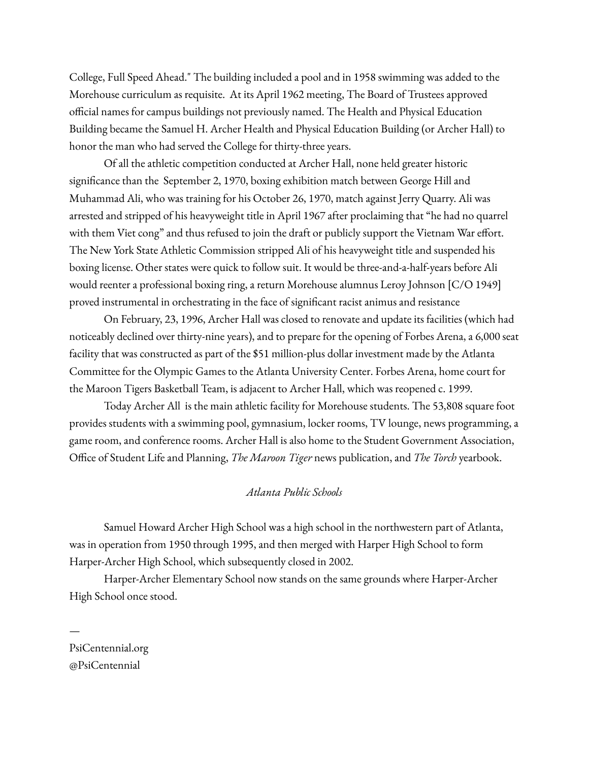College, Full Speed Ahead." The building included a pool and in 1958 swimming was added to the Morehouse curriculum as requisite. At its April 1962 meeting, The Board of Trustees approved official names for campus buildings not previously named. The Health and Physical Education Building became the Samuel H. Archer Health and Physical Education Building (or Archer Hall) to honor the man who had served the College for thirty-three years.

Of all the athletic competition conducted at Archer Hall, none held greater historic significance than the September 2, 1970, boxing exhibition match between George Hill and Muhammad Ali, who was training for his October 26, 1970, match against Jerry Quarry. Ali was arrested and stripped of his heavyweight title in April 1967 after proclaiming that "he had no quarrel with them Viet cong" and thus refused to join the draft or publicly support the Vietnam War effort. The New York State Athletic Commission stripped Ali of his heavyweight title and suspended his boxing license. Other states were quick to follow suit. It would be three-and-a-half-years before Ali would reenter a professional boxing ring, a return Morehouse alumnus Leroy Johnson [C/O 1949] proved instrumental in orchestrating in the face of significant racist animus and resistance

On February, 23, 1996, Archer Hall was closed to renovate and update its facilities (which had noticeably declined over thirty-nine years), and to prepare for the opening of Forbes Arena, a 6,000 seat facility that was constructed as part of the $51 million-plus dollar investment made by the Atlanta Committee for the Olympic Games to the Atlanta University Center. Forbes Arena, home court for the Maroon Tigers Basketball Team, is adjacent to Archer Hall, which was reopened c. 1999.

Today Archer All is the main athletic facility for Morehouse students. The 53,808 square foot provides students with a swimming pool, gymnasium, locker rooms, TV lounge, news programming, a game room, and conference rooms. Archer Hall is also home to the Student Government Association, Office of Student Life and Planning, *The Maroon Tiger* news publication, and *The Torch* yearbook.

*Atlanta Public Schools*

Samuel Howard Archer High School was a high school in the northwestern part of Atlanta, was in operation from 1950 through 1995, and then merged with Harper High School to form Harper-Archer High School, which subsequently closed in 2002.

Harper-Archer Elementary School now stands on the same grounds where Harper-Archer High School once stood.

—

PsiCentennial.org
@PsiCentennial